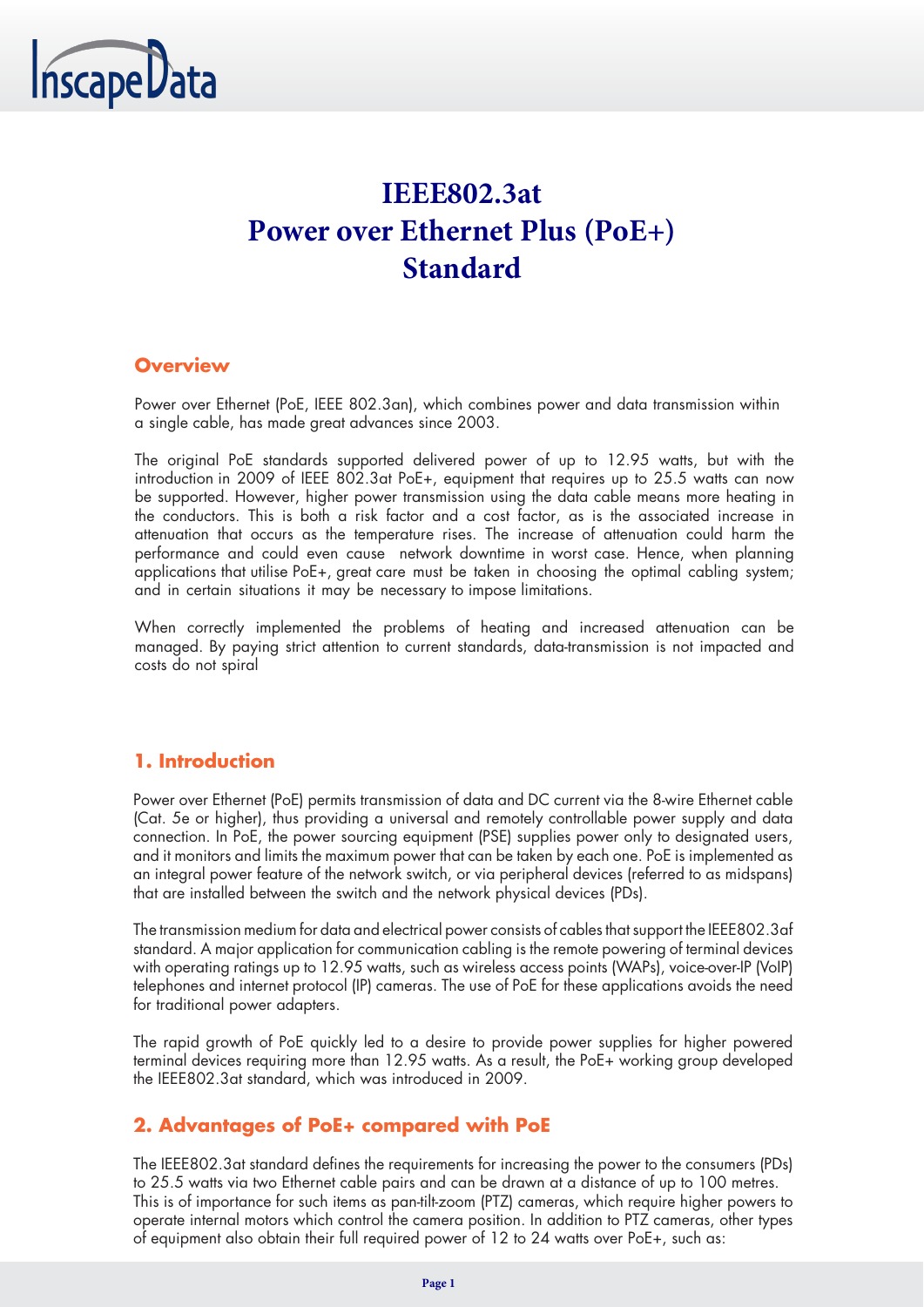# IEEE802.3at Power over Ethernet Plus (PoE+) Standard

## Overview

Power over Ethernet (PoE, IEEE 802.3an), which combines power and data transmission within a single cable, has made great advances since 2003.

The original PoE standards supported delivered power of up to 12.95 watts, but with the introduction in 2009 of IEEE 802.3at PoE+, equipment that requires up to 25.5 watts can now be supported. However, higher power transmission using the data cable means more heating in the conductors. This is both a risk factor and a cost factor, as is the associated increase in attenuation that occurs as the temperature rises. The increase of attenuation could harm the performance and could even cause network downtime in worst case. Hence, when planning applications that utilise PoE+, great care must be taken in choosing the optimal cabling system; and in certain situations it may be necessary to impose limitations.

When correctly implemented the problems of heating and increased attenuation can be managed. By paying strict attention to current standards, data-transmission is not impacted and costs do not spiral

## 1. Introduction

Power over Ethernet (PoE) permits transmission of data and DC current via the 8-wire Ethernet cable (Cat. 5e or higher), thus providing a universal and remotely controllable power supply and data connection. In PoE, the power sourcing equipment (PSE) supplies power only to designated users, and it monitors and limits the maximum power that can be taken by each one. PoE is implemented as an integral power feature of the network switch, or via peripheral devices (referred to as midspans) that are installed between the switch and the network physical devices (PDs).

The transmission medium for data and electrical power consists of cables that support the IEEE802.3af standard. A major application for communication cabling is the remote powering of terminal devices with operating ratings up to 12.95 watts, such as wireless access points (WAPs), voice-over-IP (VoIP) telephones and internet protocol (IP) cameras. The use of PoE for these applications avoids the need for traditional power adapters.

The rapid growth of PoE quickly led to a desire to provide power supplies for higher powered terminal devices requiring more than 12.95 watts. As a result, the PoE+ working group developed the IEEE802.3at standard, which was introduced in 2009.

## 2. Advantages of PoE+ compared with PoE

The IEEE802.3at standard defines the requirements for increasing the power to the consumers (PDs) to 25.5 watts via two Ethernet cable pairs and can be drawn at a distance of up to 100 metres. This is of importance for such items as pan-tilt-zoom (PTZ) cameras, which require higher powers to operate internal motors which control the camera position. In addition to PTZ cameras, other types of equipment also obtain their full required power of 12 to 24 watts over PoE+, such as: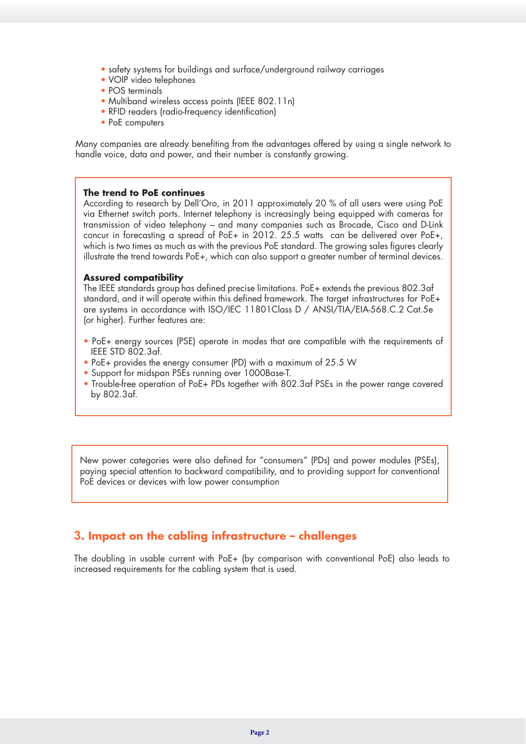- safety systems for buildings and surface/underground railway carriages
- VOIP video telephones
- POS terminals
- Multiband wireless access points (IEEE 802.11n)
- RFID readers (radio-frequency identification)
- PoE computers

Many companies are already benefiting from the advantages offered by using a single network to handle voice, data and power, and their number is constantly growing.

**The trend to PoE continues**

According to research by Dell'Oro, in 2011 approximately 20 % of all users were using PoE via Ethernet switch ports. Internet telephony is increasingly being equipped with cameras for transmission of video telephony – and many companies such as Brocade, Cisco and D-Link concur in forecasting a spread of PoE+ in 2012. 25.5 watts can be delivered over PoE+, which is two times as much as with the previous PoE standard. The growing sales figures clearly illustrate the trend towards PoE+, which can also support a greater number of terminal devices.

**Assured compatibility**

The IEEE standards group has defined precise limitations. PoE+ extends the previous 802.3af standard, and it will operate within this defined framework. The target infrastructures for PoE+ are systems in accordance with ISO/IEC 11801Class D / ANSI/TIA/EIA-568.C.2 Cat.5e (or higher). Further features are:

- PoE+ energy sources (PSE) operate in modes that are compatible with the requirements of IEEE STD 802.3af.
- PoE+ provides the energy consumer (PD) with a maximum of 25.5 W
- Support for midspan PSEs running over 1000Base-T.
- Trouble-free operation of PoE+ PDs together with 802.3af PSEs in the power range covered by 802.3af.

New power categories were also defined for "consumers" (PDs) and power modules (PSEs), paying special attention to backward compatibility, and to providing support for conventional PoE devices or devices with low power consumption

## 3. Impact on the cabling infrastructure – challenges

The doubling in usable current with PoE+ (by comparison with conventional PoE) also leads to increased requirements for the cabling system that is used.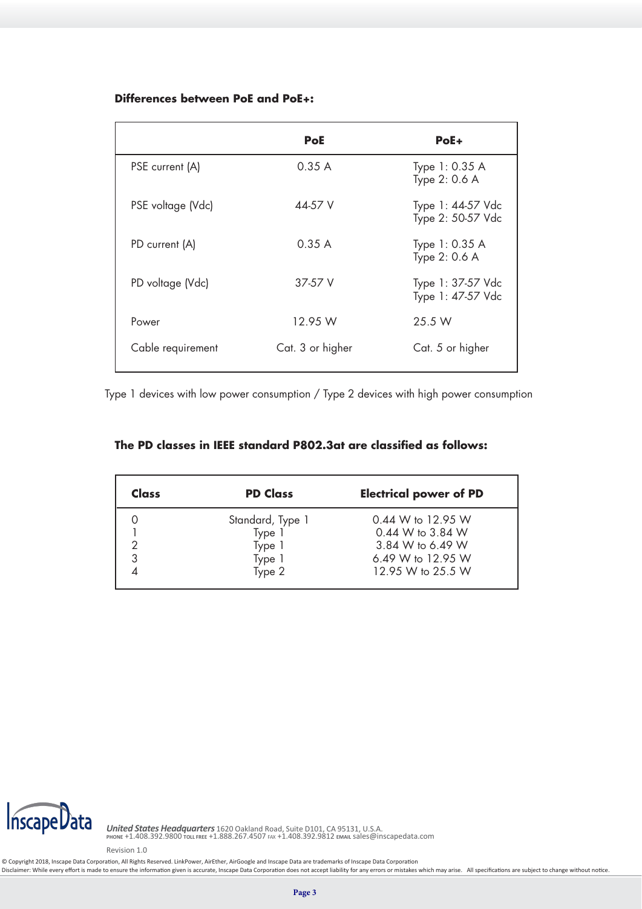**Differences between PoE and PoE+:**

| | PoE | PoE+ |
|---|---|---|
| PSE current (A) | 0.35 A | Type 1: 0.35 A<br>Type 2: 0.6 A |
| PSE voltage (Vdc) | 44-57 V | Type 1: 44-57 Vdc<br>Type 2: 50-57 Vdc |
| PD current (A) | 0.35 A | Type 1: 0.35 A<br>Type 2: 0.6 A |
| PD voltage (Vdc) | 37-57 V | Type 1: 37-57 Vdc<br>Type 1: 47-57 Vdc |
| Power | 12.95 W | 25.5 W |
| Cable requirement | Cat. 3 or higher | Cat. 5 or higher |

Type 1 devices with low power consumption / Type 2 devices with high power consumption

**The PD classes in IEEE standard P802.3at are classified as follows:**

| Class | PD Class | Electrical power of PD |
|---|---|---|
| 0 | Standard, Type 1 | 0.44 W to 12.95 W |
| 1 | Type 1 | 0.44 W to 3.84 W |
| 2 | Type 1 | 3.84 W to 6.49 W |
| 3 | Type 1 | 6.49 W to 12.95 W |
| 4 | Type 2 | 12.95 W to 25.5 W |

InscapeData

***United States Headquarters*** 1620 Oakland Road, Suite D101, CA 95131, U.S.A.
PHONE +1.408.392.9800 TOLL FREE +1.888.267.4507 FAX +1.408.392.9812 EMAIL sales@inscapedata.com

Revision 1.0

© Copyright 2018, Inscape Data Corporation, All Rights Reserved. LinkPower, AirEther, AirGoogle and Inscape Data are trademarks of Inscape Data Corporation
Disclaimer: While every effort is made to ensure the information given is accurate, Inscape Data Corporation does not accept liability for any errors or mistakes which may arise. All specifications are subject to change without notice.